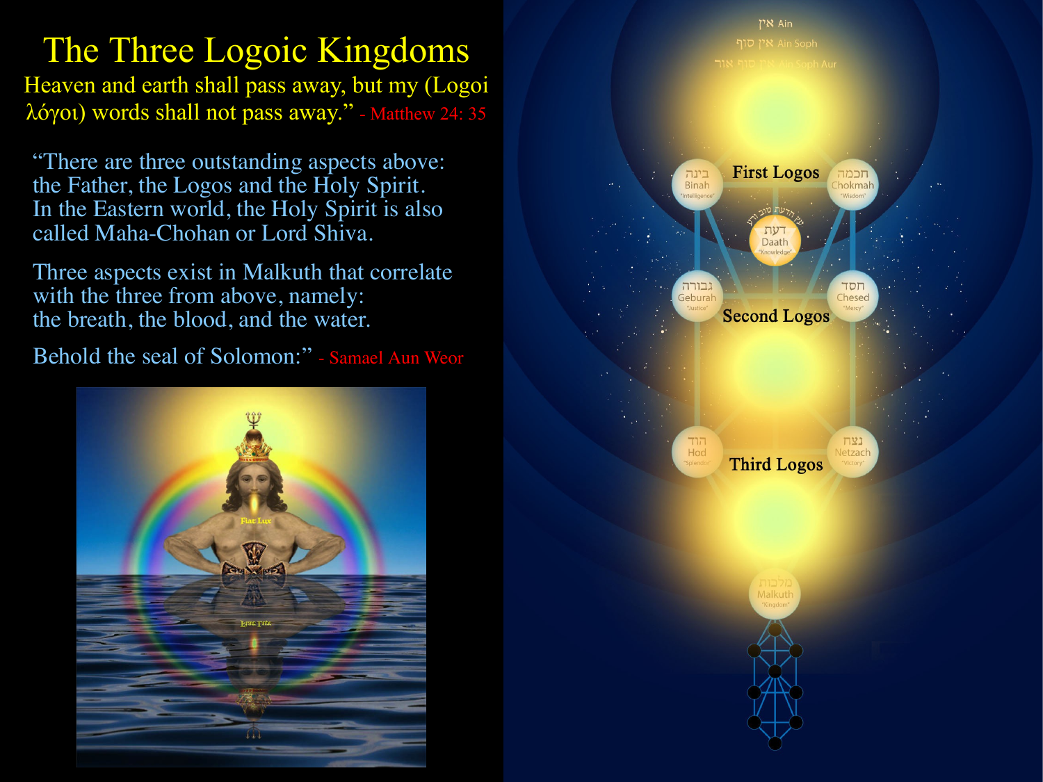# The Three Logoic Kingdoms

Heaven and earth shall pass away, but my (Logoi λόγοι) words shall not pass away." - Matthew 24: 35

"There are three outstanding aspects above: the Father, the Logos and the Holy Spirit. In the Eastern world, the Holy Spirit is also called Maha-Chohan or Lord Shiva.

Three aspects exist in Malkuth that correlate with the three from above, namely: the breath, the blood, and the water.

Behold the seal of Solomon:" - Samael Aun Weor

אין Ain

אין סוף Ain Soph

אין סוף אור Ain Soph Aur

First Logos

בינה Binah "Intelligence"

חכמה Chokmah "Wisdom"

דעת Daath "Knowledge"

גבורה Geburah "Justice"

חסד Chesed "Mercy"

Second Logos

הוד Hod "Splendor"

נצח Netzach "Victory"

Third Logos

מלכות Malkuth "Kingdom"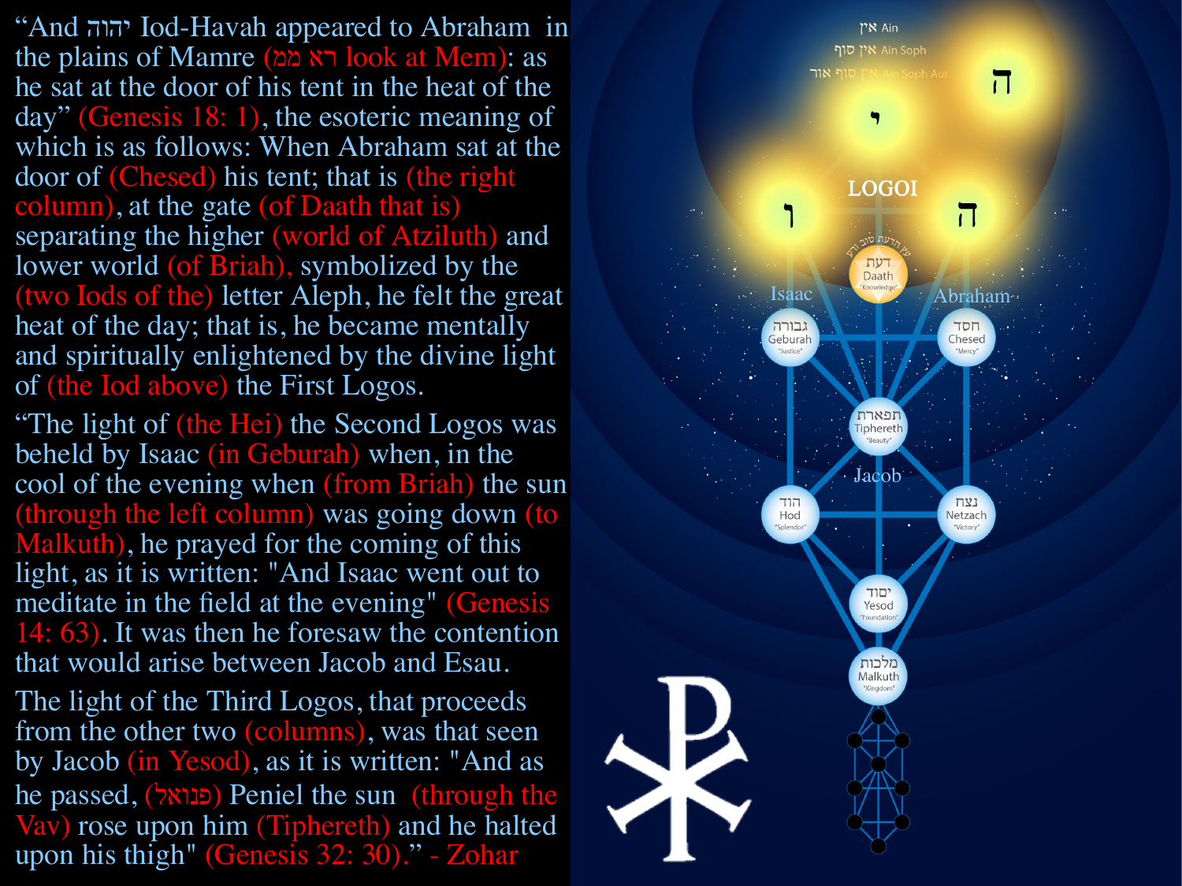"And יהוה Iod-Havah appeared to Abraham in the plains of Mamre (רא ממ look at Mem): as he sat at the door of his tent in the heat of the day" (Genesis 18: 1), the esoteric meaning of which is as follows: When Abraham sat at the door of (Chesed) his tent; that is (the right column), at the gate (of Daath that is) separating the higher (world of Atziluth) and lower world (of Briah), symbolized by the (two Iods of the) letter Aleph, he felt the great heat of the day; that is, he became mentally and spiritually enlightened by the divine light of (the Iod above) the First Logos.

"The light of (the Hei) the Second Logos was beheld by Isaac (in Geburah) when, in the cool of the evening when (from Briah) the sun (through the left column) was going down (to Malkuth), he prayed for the coming of this light, as it is written: "And Isaac went out to meditate in the field at the evening" (Genesis 14: 63). It was then he foresaw the contention that would arise between Jacob and Esau.

The light of the Third Logos, that proceeds from the other two (columns), was that seen by Jacob (in Yesod), as it is written: "And as he passed, (פנואל) Peniel the sun (through the Vav) rose upon him (Tiphereth) and he halted upon his thigh" (Genesis 32: 30)." - Zohar

אין Ain

אין סוף Ain Soph

אין סוף אור Ain Soph Aur

י ה ו ה

LOGOI

עץ הדעת טוב ורע

דעת Daath "Knowledge"

Isaac

Abraham

גבורה Geburah "Justice"

חסד Chesed "Mercy"

תפארת Tiphereth "Beauty"

Jacob

הוד Hod "Splendor"

נצח Netzach "Victory"

יסוד Yesod "Foundation"

מלכות Malkuth "Kingdom"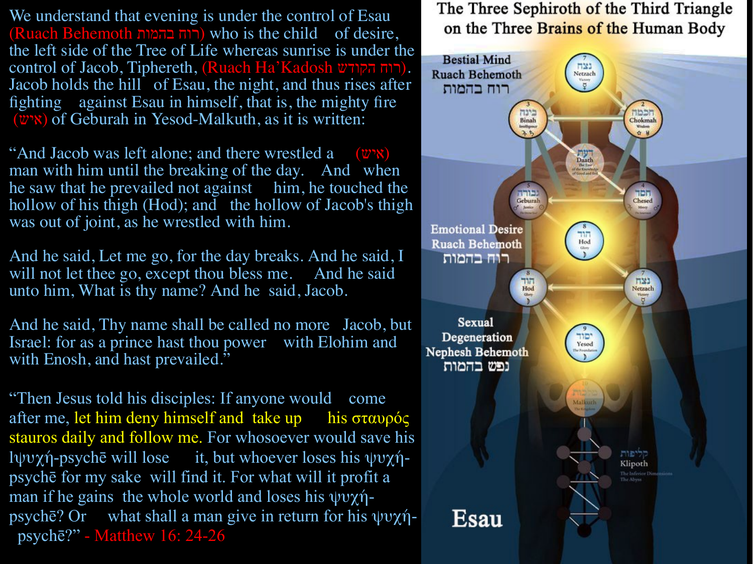We understand that evening is under the control of Esau (Ruach Behemoth רוח בהמות) who is the child of desire, the left side of the Tree of Life whereas sunrise is under the control of Jacob, Tiphereth, (Ruach Ha'Kadosh רוח הקודש). Jacob holds the hill of Esau, the night, and thus rises after fighting against Esau in himself, that is, the mighty fire (איש) of Geburah in Yesod-Malkuth, as it is written:

"And Jacob was left alone; and there wrestled a (איש) man with him until the breaking of the day. And when he saw that he prevailed not against him, he touched the hollow of his thigh (Hod); and the hollow of Jacob's thigh was out of joint, as he wrestled with him.

And he said, Let me go, for the day breaks. And he said, I will not let thee go, except thou bless me. And he said unto him, What is thy name? And he said, Jacob.

And he said, Thy name shall be called no more Jacob, but Israel: for as a prince hast thou power with Elohim and with Enosh, and hast prevailed."

"Then Jesus told his disciples: If anyone would come after me, let him deny himself and take up his σταυρός stauros daily and follow me. For whosoever would save his ψυχή-psychē will lose it, but whoever loses his ψυχή-psychē for my sake will find it. For what will it profit a man if he gains the whole world and loses his ψυχή-psychē? Or what shall a man give in return for his ψυχή-psychē?" - Matthew 16: 24-26

## The Three Sephiroth of the Third Triangle on the Three Brains of the Human Body

Bestial Mind
Ruach Behemoth
רוח בהמות

Emotional Desire
Ruach Behemoth
רוח בהמות

Sexual Degeneration
Nephesh Behemoth
נפש בהמות

Klipoth קליפות
The Inferior Dimensions
The Abyss

Esau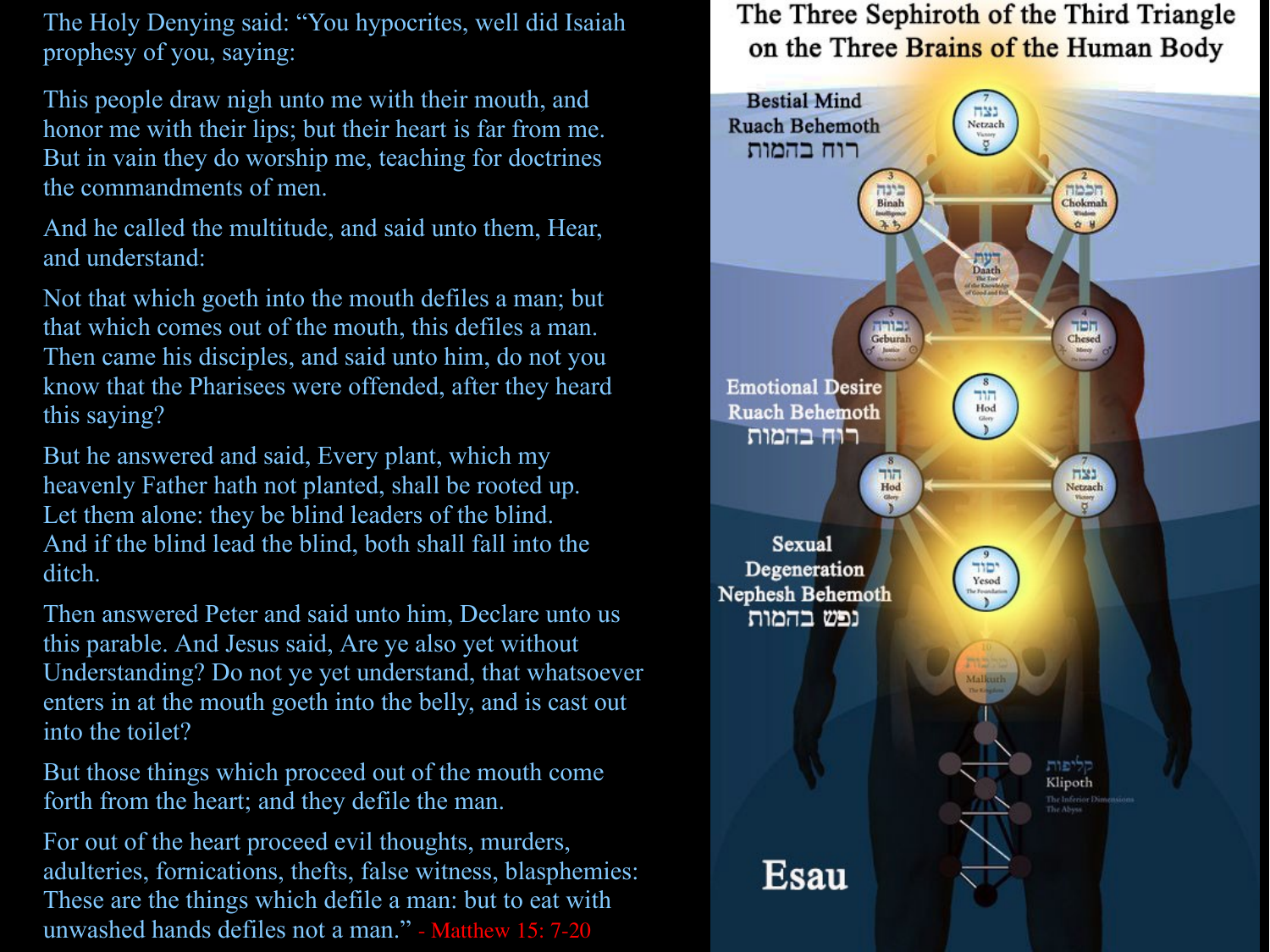The Holy Denying said: "You hypocrites, well did Isaiah prophesy of you, saying:

This people draw nigh unto me with their mouth, and honor me with their lips; but their heart is far from me. But in vain they do worship me, teaching for doctrines the commandments of men.

And he called the multitude, and said unto them, Hear, and understand:

Not that which goeth into the mouth defiles a man; but that which comes out of the mouth, this defiles a man. Then came his disciples, and said unto him, do not you know that the Pharisees were offended, after they heard this saying?

But he answered and said, Every plant, which my heavenly Father hath not planted, shall be rooted up. Let them alone: they be blind leaders of the blind. And if the blind lead the blind, both shall fall into the ditch.

Then answered Peter and said unto him, Declare unto us this parable. And Jesus said, Are ye also yet without Understanding? Do not ye yet understand, that whatsoever enters in at the mouth goeth into the belly, and is cast out into the toilet?

But those things which proceed out of the mouth come forth from the heart; and they defile the man.

For out of the heart proceed evil thoughts, murders, adulteries, fornications, thefts, false witness, blasphemies: These are the things which defile a man: but to eat with unwashed hands defiles not a man." - Matthew 15: 7-20

## The Three Sephiroth of the Third Triangle on the Three Brains of the Human Body

Bestial Mind
Ruach Behemoth
רוח בהמות

Emotional Desire
Ruach Behemoth
רוח בהמות

Sexual Degeneration
Nephesh Behemoth
נפש בהמות

7 נצח Netzach Victory

3 בינה Binah Intelligence

2 חכמה Chokmah Wisdom

דעת Daath The Tree of the Knowledge of Good and Evil

5 גבורה Geburah Justice

4 חסד Chesed Mercy

8 הוד Hod Glory

8 הוד Hod Glory

7 נצח Netzach Victory

9 יסוד Yesod The Foundation

10 מלכות Malkuth The Kingdom

קליפות Klipoth The Inferior Dimensions The Abyss

Esau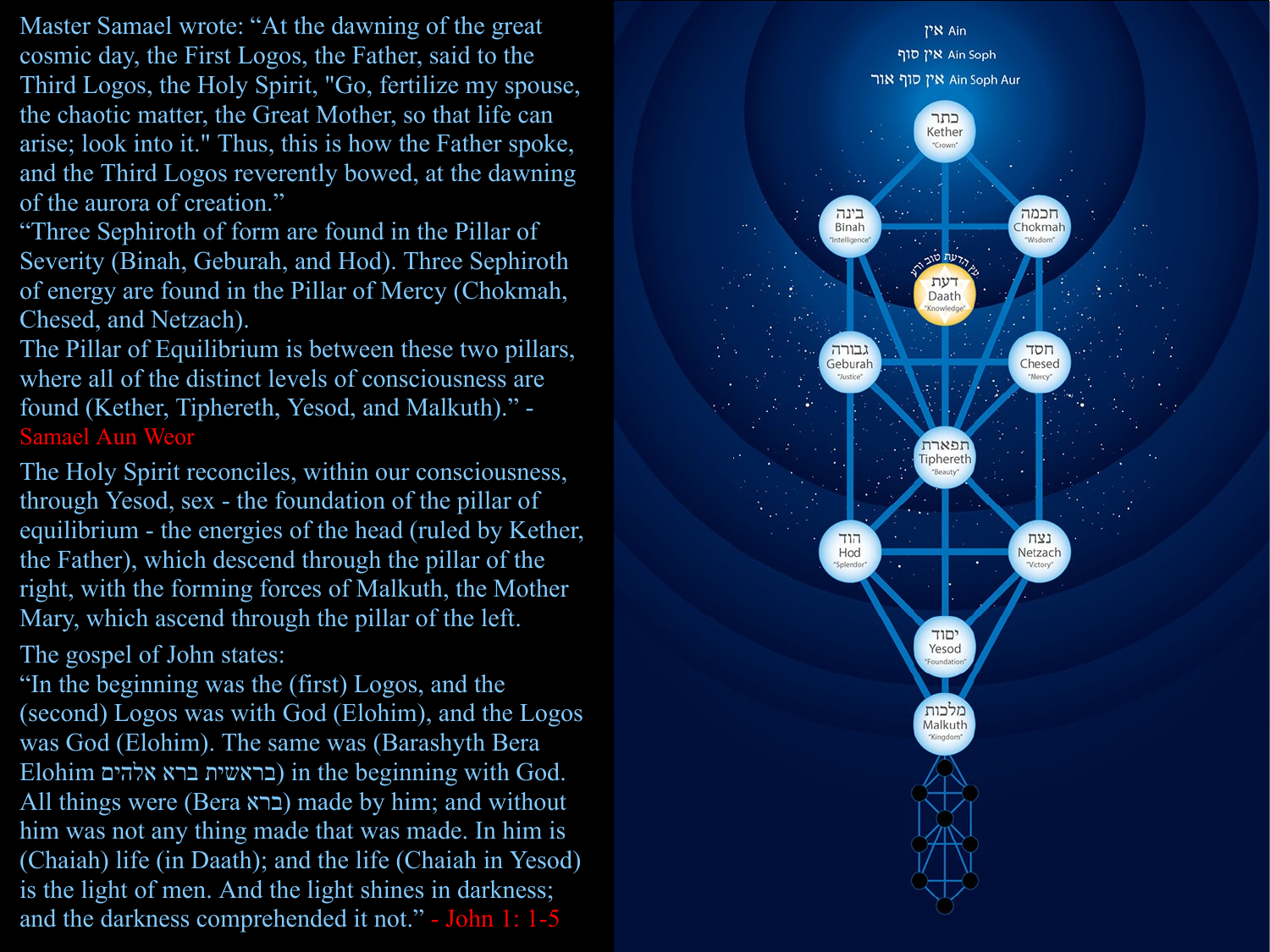Master Samael wrote: "At the dawning of the great cosmic day, the First Logos, the Father, said to the Third Logos, the Holy Spirit, "Go, fertilize my spouse, the chaotic matter, the Great Mother, so that life can arise; look into it." Thus, this is how the Father spoke, and the Third Logos reverently bowed, at the dawning of the aurora of creation."

"Three Sephiroth of form are found in the Pillar of Severity (Binah, Geburah, and Hod). Three Sephiroth of energy are found in the Pillar of Mercy (Chokmah, Chesed, and Netzach).

The Pillar of Equilibrium is between these two pillars, where all of the distinct levels of consciousness are found (Kether, Tiphereth, Yesod, and Malkuth)." - Samael Aun Weor

The Holy Spirit reconciles, within our consciousness, through Yesod, sex - the foundation of the pillar of equilibrium - the energies of the head (ruled by Kether, the Father), which descend through the pillar of the right, with the forming forces of Malkuth, the Mother Mary, which ascend through the pillar of the left.

The gospel of John states:

"In the beginning was the (first) Logos, and the (second) Logos was with God (Elohim), and the Logos was God (Elohim). The same was (Barashyth Bera Elohim בראשית ברא אלהים) in the beginning with God. All things were (Bera ברא) made by him; and without him was not any thing made that was made. In him is (Chaiah) life (in Daath); and the life (Chaiah in Yesod) is the light of men. And the light shines in darkness; and the darkness comprehended it not." - John 1: 1-5

אין Ain

אין סוף Ain Soph

אין סוף אור Ain Soph Aur

כתר Kether "Crown"

בינה Binah "Intelligence"

חכמה Chokmah "Wisdom"

עץ הדעת טוב ורע

דעת Daath "Knowledge"

גבורה Geburah "Justice"

חסד Chesed "Mercy"

תפארת Tiphereth "Beauty"

הוד Hod "Splendor"

נצח Netzach "Victory"

יסוד Yesod "Foundation"

מלכות Malkuth "Kingdom"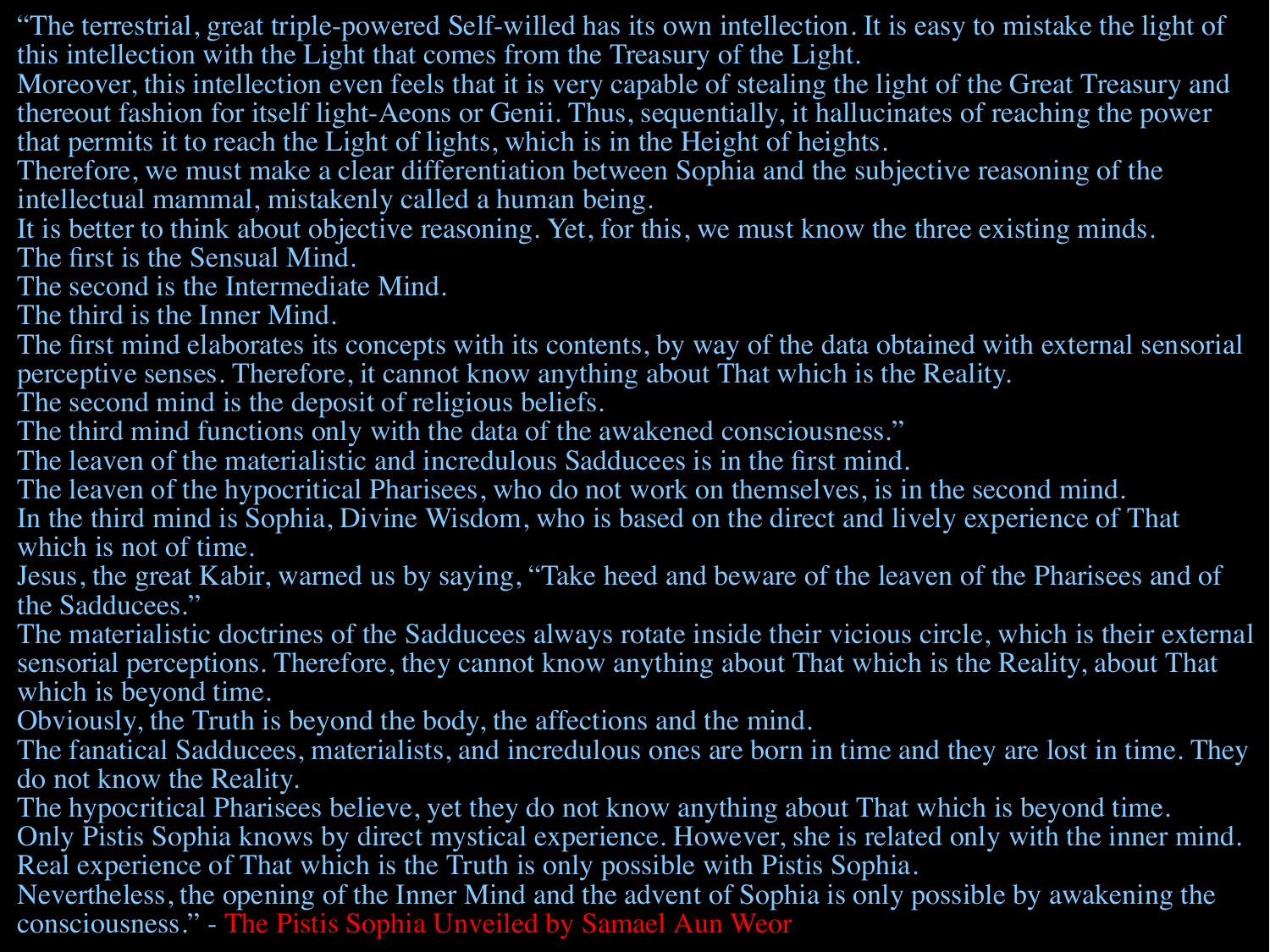"The terrestrial, great triple-powered Self-willed has its own intellection. It is easy to mistake the light of this intellection with the Light that comes from the Treasury of the Light.

Moreover, this intellection even feels that it is very capable of stealing the light of the Great Treasury and thereout fashion for itself light-Aeons or Genii. Thus, sequentially, it hallucinates of reaching the power that permits it to reach the Light of lights, which is in the Height of heights.

Therefore, we must make a clear differentiation between Sophia and the subjective reasoning of the intellectual mammal, mistakenly called a human being.

It is better to think about objective reasoning. Yet, for this, we must know the three existing minds.

The first is the Sensual Mind.

The second is the Intermediate Mind.

The third is the Inner Mind.

The first mind elaborates its concepts with its contents, by way of the data obtained with external sensorial perceptive senses. Therefore, it cannot know anything about That which is the Reality.

The second mind is the deposit of religious beliefs.

The third mind functions only with the data of the awakened consciousness."

The leaven of the materialistic and incredulous Sadducees is in the first mind.

The leaven of the hypocritical Pharisees, who do not work on themselves, is in the second mind.

In the third mind is Sophia, Divine Wisdom, who is based on the direct and lively experience of That which is not of time.

Jesus, the great Kabir, warned us by saying, "Take heed and beware of the leaven of the Pharisees and of the Sadducees."

The materialistic doctrines of the Sadducees always rotate inside their vicious circle, which is their external sensorial perceptions. Therefore, they cannot know anything about That which is the Reality, about That which is beyond time.

Obviously, the Truth is beyond the body, the affections and the mind.

The fanatical Sadducees, materialists, and incredulous ones are born in time and they are lost in time. They do not know the Reality.

The hypocritical Pharisees believe, yet they do not know anything about That which is beyond time.

Only Pistis Sophia knows by direct mystical experience. However, she is related only with the inner mind.

Real experience of That which is the Truth is only possible with Pistis Sophia.

Nevertheless, the opening of the Inner Mind and the advent of Sophia is only possible by awakening the consciousness." - The Pistis Sophia Unveiled by Samael Aun Weor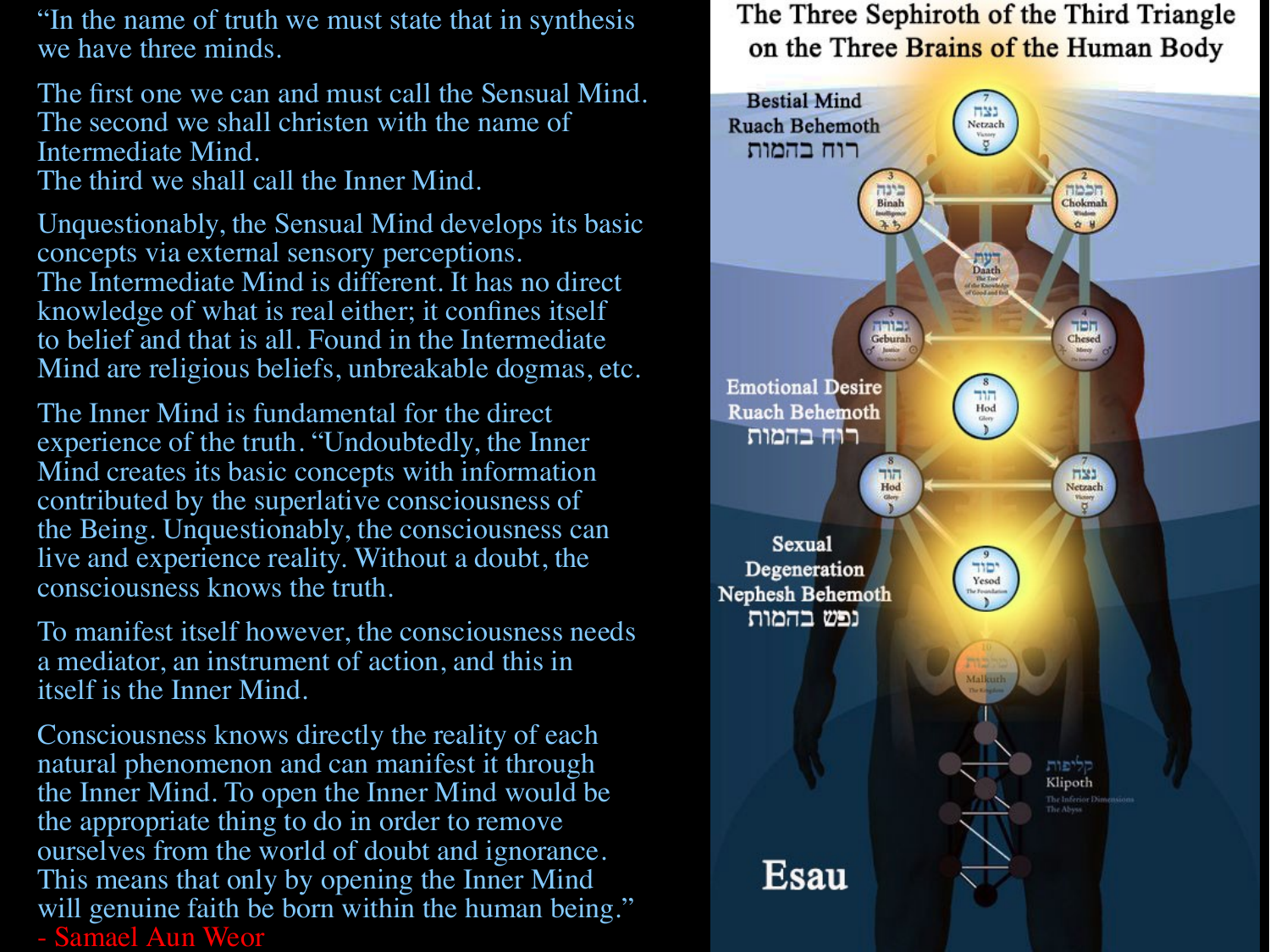"In the name of truth we must state that in synthesis we have three minds.

The first one we can and must call the Sensual Mind. The second we shall christen with the name of Intermediate Mind. The third we shall call the Inner Mind.

Unquestionably, the Sensual Mind develops its basic concepts via external sensory perceptions. The Intermediate Mind is different. It has no direct knowledge of what is real either; it confines itself to belief and that is all. Found in the Intermediate Mind are religious beliefs, unbreakable dogmas, etc.

The Inner Mind is fundamental for the direct experience of the truth. "Undoubtedly, the Inner Mind creates its basic concepts with information contributed by the superlative consciousness of the Being. Unquestionably, the consciousness can live and experience reality. Without a doubt, the consciousness knows the truth.

To manifest itself however, the consciousness needs a mediator, an instrument of action, and this in itself is the Inner Mind.

Consciousness knows directly the reality of each natural phenomenon and can manifest it through the Inner Mind. To open the Inner Mind would be the appropriate thing to do in order to remove ourselves from the world of doubt and ignorance. This means that only by opening the Inner Mind will genuine faith be born within the human being."

- Samael Aun Weor

## The Three Sephiroth of the Third Triangle on the Three Brains of the Human Body

Bestial Mind
Ruach Behemoth
רוח בהמות

Emotional Desire
Ruach Behemoth
רוח בהמות

Sexual Degeneration
Nephesh Behemoth
נפש בהמות

Netzach, Binah, Chokmah, Daath, Geburah, Chesed, Hod, Netzach, Yesod, Malkuth

קליפות
Klipoth
The Inferior Dimensions
The Abyss

Esau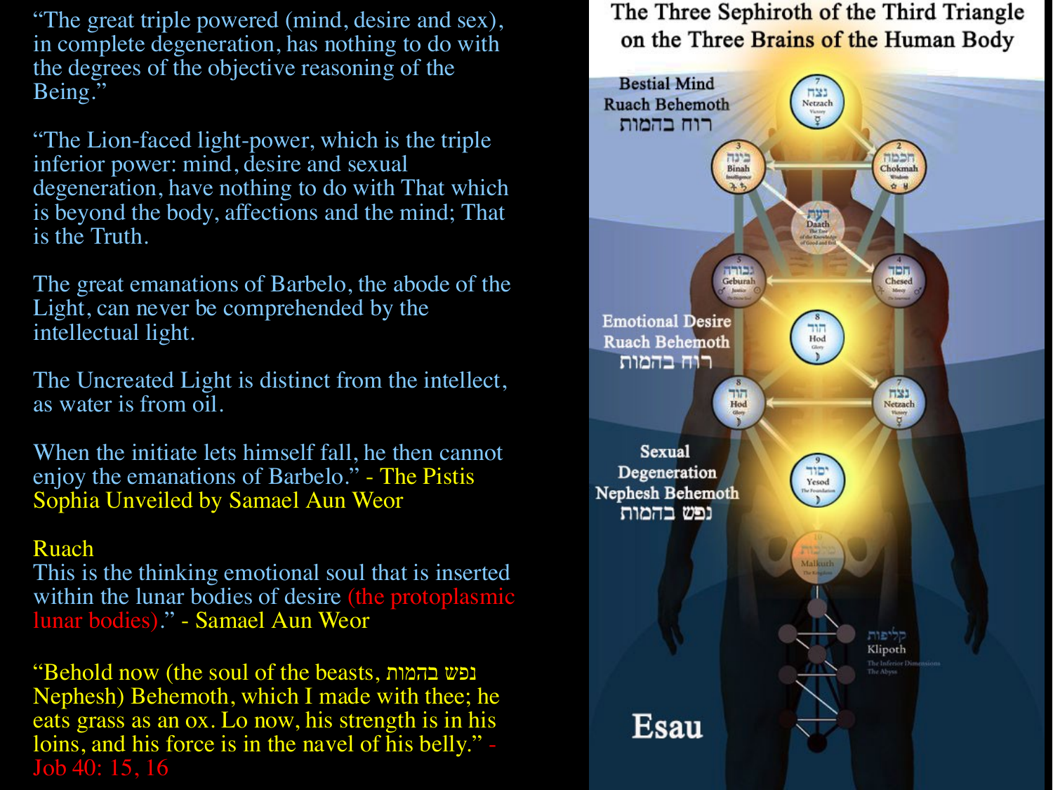"The great triple powered (mind, desire and sex), in complete degeneration, has nothing to do with the degrees of the objective reasoning of the Being."

"The Lion-faced light-power, which is the triple inferior power: mind, desire and sexual degeneration, have nothing to do with That which is beyond the body, affections and the mind; That is the Truth.

The great emanations of Barbelo, the abode of the Light, can never be comprehended by the intellectual light.

The Uncreated Light is distinct from the intellect, as water is from oil.

When the initiate lets himself fall, he then cannot enjoy the emanations of Barbelo." - The Pistis Sophia Unveiled by Samael Aun Weor

Ruach
This is the thinking emotional soul that is inserted within the lunar bodies of desire (the protoplasmic lunar bodies)." - Samael Aun Weor

"Behold now (the soul of the beasts, נפש בהמות Nephesh) Behemoth, which I made with thee; he eats grass as an ox. Lo now, his strength is in his loins, and his force is in the navel of his belly." - Job 40: 15, 16

## The Three Sephiroth of the Third Triangle on the Three Brains of the Human Body

Bestial Mind
Ruach Behemoth
רוח בהמות

Emotional Desire
Ruach Behemoth
רוח בהמות

Sexual Degeneration
Nephesh Behemoth
נפש בהמות

Klipoth
The Inferior Dimensions
The Abyss

Esau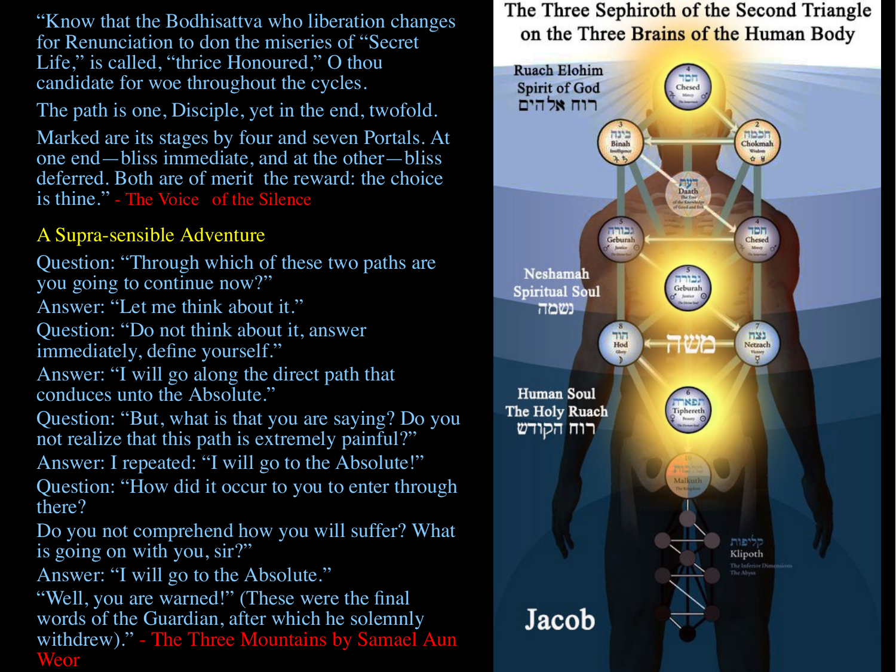"Know that the Bodhisattva who liberation changes for Renunciation to don the miseries of "Secret Life," is called, "thrice Honoured," O thou candidate for woe throughout the cycles.

The path is one, Disciple, yet in the end, twofold.

Marked are its stages by four and seven Portals. At one end—bliss immediate, and at the other—bliss deferred. Both are of merit the reward: the choice is thine." - The Voice of the Silence

## A Supra-sensible Adventure

Question: "Through which of these two paths are you going to continue now?"
Answer: "Let me think about it."
Question: "Do not think about it, answer immediately, define yourself."
Answer: "I will go along the direct path that conduces unto the Absolute."
Question: "But, what is that you are saying? Do you not realize that this path is extremely painful?"
Answer: I repeated: "I will go to the Absolute!"
Question: "How did it occur to you to enter through there?
Do you not comprehend how you will suffer? What is going on with you, sir?"
Answer: "I will go to the Absolute."
"Well, you are warned!" (These were the final words of the Guardian, after which he solemnly withdrew)." - The Three Mountains by Samael Aun Weor

## The Three Sephiroth of the Second Triangle on the Three Brains of the Human Body

Ruach Elohim
Spirit of God
רוח אלהים

Neshamah
Spiritual Soul
נשמה

Human Soul
The Holy Ruach
רוח הקודש

Klipoth
קליפות
The Inferior Dimensions
The Abyss

Jacob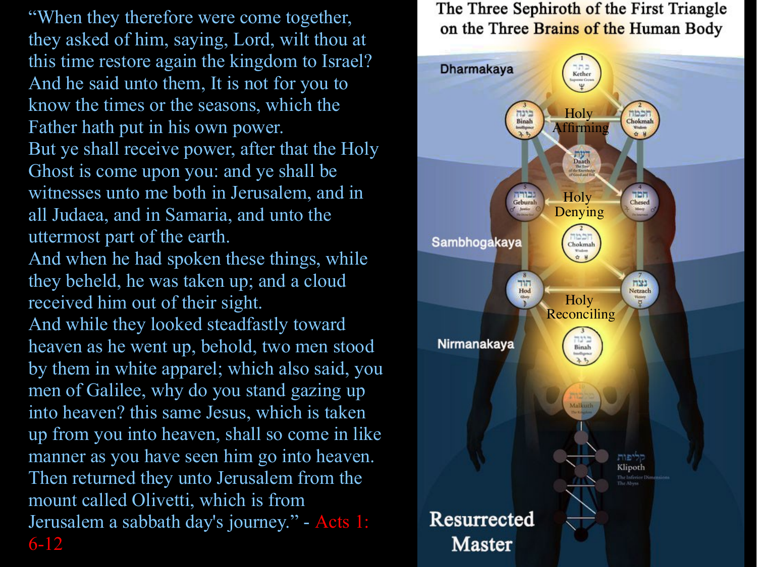"When they therefore were come together, they asked of him, saying, Lord, wilt thou at this time restore again the kingdom to Israel? And he said unto them, It is not for you to know the times or the seasons, which the Father hath put in his own power.
But ye shall receive power, after that the Holy Ghost is come upon you: and ye shall be witnesses unto me both in Jerusalem, and in all Judaea, and in Samaria, and unto the uttermost part of the earth.
And when he had spoken these things, while they beheld, he was taken up; and a cloud received him out of their sight.
And while they looked steadfastly toward heaven as he went up, behold, two men stood by them in white apparel; which also said, you men of Galilee, why do you stand gazing up into heaven? this same Jesus, which is taken up from you into heaven, shall so come in like manner as you have seen him go into heaven.
Then returned they unto Jerusalem from the mount called Olivetti, which is from Jerusalem a sabbath day's journey." - Acts 1: 6-12

## The Three Sephiroth of the First Triangle on the Three Brains of the Human Body

Dharmakaya

Sambhogakaya

Nirmanakaya

Kether

Binah

Chokmah

Holy Affirming

Daath

Geburah

Chesed

Holy Denying

Chokmah

Hod

Netzach

Holy Reconciling

Binah

Malkuth

קליפות
Klipoth
The Inferior Dimensions
The Abyss

Resurrected Master